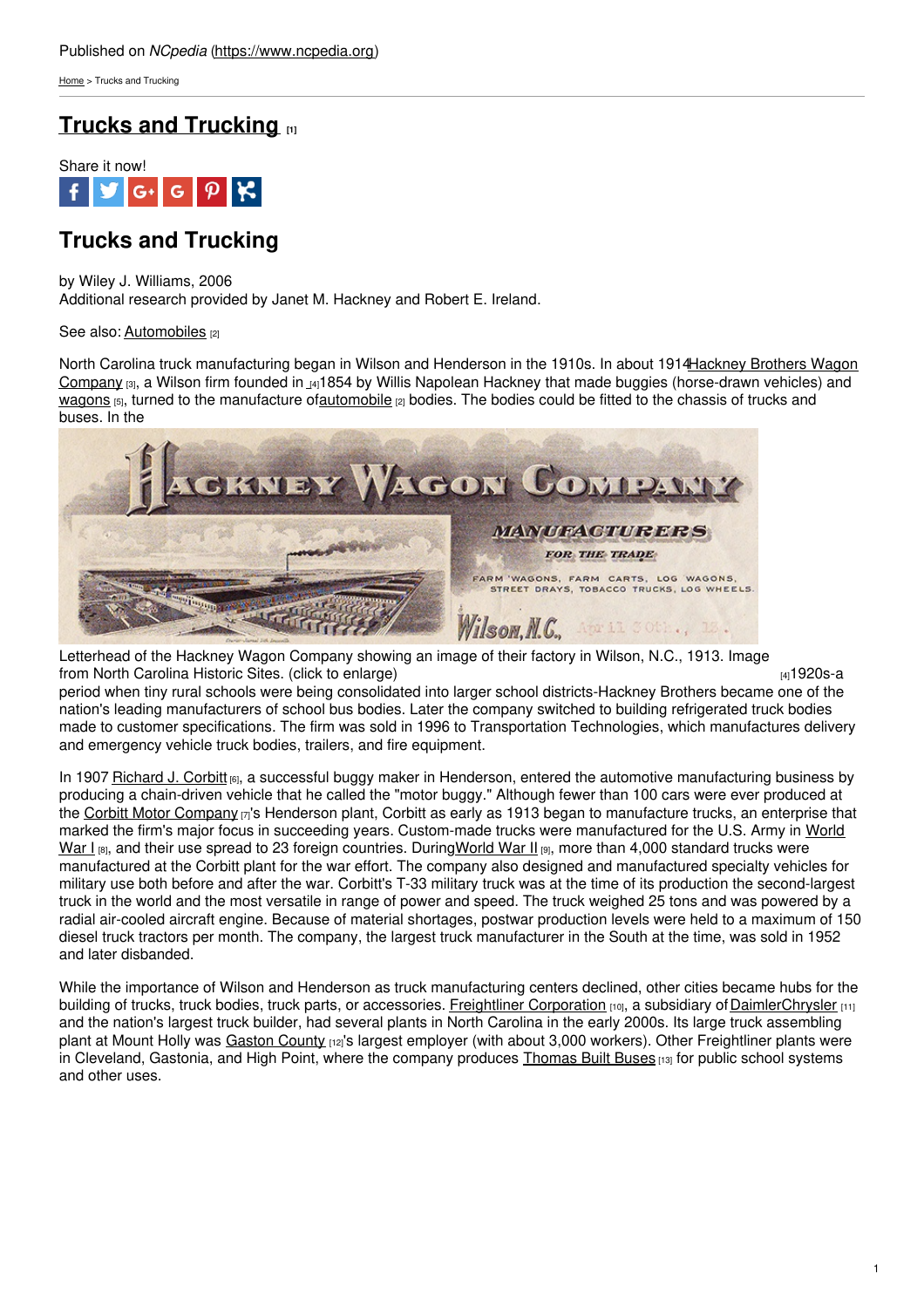Published on *NCpedia* (https://www.ncpedia.org)

Home > Trucks and Trucking

# Trucks and Trucking [1]

Share it now!

## Trucks and Trucking

by Wiley J. Williams, 2006
Additional research provided by Janet M. Hackney and Robert E. Ireland.

See also: Automobiles [2]

North Carolina truck manufacturing began in Wilson and Henderson in the 1910s. In about 1914 Hackney Brothers Wagon Company [3], a Wilson firm founded in [4]1854 by Willis Napolean Hackney that made buggies (horse-drawn vehicles) and wagons [5], turned to the manufacture of automobile [2] bodies. The bodies could be fitted to the chassis of trucks and buses. In the [4]1920s-a period when tiny rural schools were being consolidated into larger school districts-Hackney Brothers became one of the nation's leading manufacturers of school bus bodies. Later the company switched to building refrigerated truck bodies made to customer specifications. The firm was sold in 1996 to Transportation Technologies, which manufactures delivery and emergency vehicle truck bodies, trailers, and fire equipment.

Letterhead of the Hackney Wagon Company showing an image of their factory in Wilson, N.C., 1913. Image from North Carolina Historic Sites. (click to enlarge)

In 1907 Richard J. Corbitt [6], a successful buggy maker in Henderson, entered the automotive manufacturing business by producing a chain-driven vehicle that he called the "motor buggy." Although fewer than 100 cars were ever produced at the Corbitt Motor Company [7]'s Henderson plant, Corbitt as early as 1913 began to manufacture trucks, an enterprise that marked the firm's major focus in succeeding years. Custom-made trucks were manufactured for the U.S. Army in World War I [8], and their use spread to 23 foreign countries. During World War II [9], more than 4,000 standard trucks were manufactured at the Corbitt plant for the war effort. The company also designed and manufactured specialty vehicles for military use both before and after the war. Corbitt's T-33 military truck was at the time of its production the second-largest truck in the world and the most versatile in range of power and speed. The truck weighed 25 tons and was powered by a radial air-cooled aircraft engine. Because of material shortages, postwar production levels were held to a maximum of 150 diesel truck tractors per month. The company, the largest truck manufacturer in the South at the time, was sold in 1952 and later disbanded.

While the importance of Wilson and Henderson as truck manufacturing centers declined, other cities became hubs for the building of trucks, truck bodies, truck parts, or accessories. Freightliner Corporation [10], a subsidiary of DaimlerChrysler [11] and the nation's largest truck builder, had several plants in North Carolina in the early 2000s. Its large truck assembling plant at Mount Holly was Gaston County [12]'s largest employer (with about 3,000 workers). Other Freightliner plants were in Cleveland, Gastonia, and High Point, where the company produces Thomas Built Buses [13] for public school systems and other uses.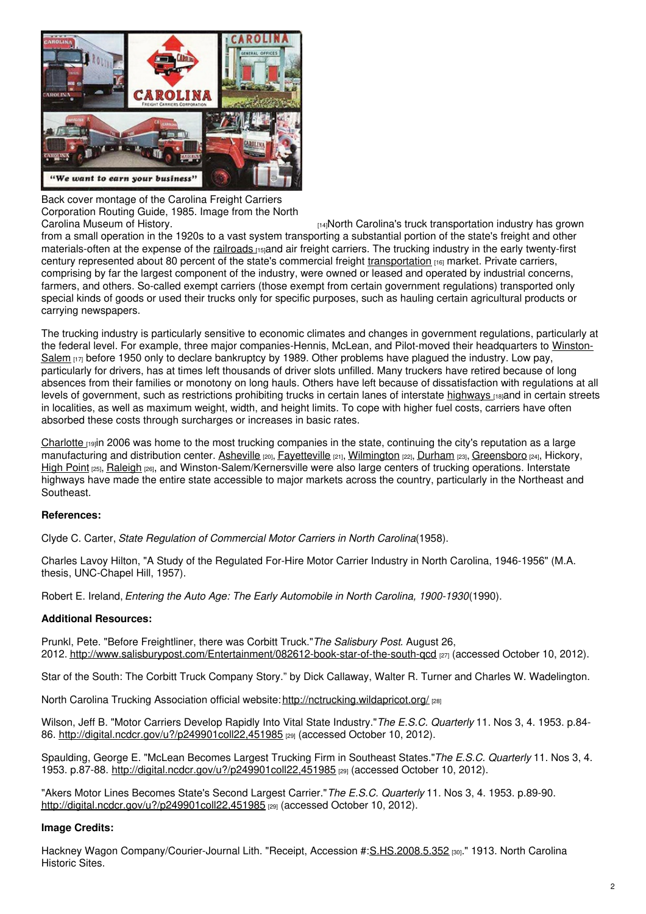Back cover montage of the Carolina Freight Carriers Corporation Routing Guide, 1985. Image from the North Carolina Museum of History. [14]

North Carolina's truck transportation industry has grown from a small operation in the 1920s to a vast system transporting a substantial portion of the state's freight and other materials-often at the expense of the railroads [15] and air freight carriers. The trucking industry in the early twenty-first century represented about 80 percent of the state's commercial freight transportation [16] market. Private carriers, comprising by far the largest component of the industry, were owned or leased and operated by industrial concerns, farmers, and others. So-called exempt carriers (those exempt from certain government regulations) transported only special kinds of goods or used their trucks only for specific purposes, such as hauling certain agricultural products or carrying newspapers.

The trucking industry is particularly sensitive to economic climates and changes in government regulations, particularly at the federal level. For example, three major companies-Hennis, McLean, and Pilot-moved their headquarters to Winston-Salem [17] before 1950 only to declare bankruptcy by 1989. Other problems have plagued the industry. Low pay, particularly for drivers, has at times left thousands of driver slots unfilled. Many truckers have retired because of long absences from their families or monotony on long hauls. Others have left because of dissatisfaction with regulations at all levels of government, such as restrictions prohibiting trucks in certain lanes of interstate highways [18] and in certain streets in localities, as well as maximum weight, width, and height limits. To cope with higher fuel costs, carriers have often absorbed these costs through surcharges or increases in basic rates.

Charlotte [19] in 2006 was home to the most trucking companies in the state, continuing the city's reputation as a large manufacturing and distribution center. Asheville [20], Fayetteville [21], Wilmington [22], Durham [23], Greensboro [24], Hickory, High Point [25], Raleigh [26], and Winston-Salem/Kernersville were also large centers of trucking operations. Interstate highways have made the entire state accessible to major markets across the country, particularly in the Northeast and Southeast.

**References:**

Clyde C. Carter, *State Regulation of Commercial Motor Carriers in North Carolina*(1958).

Charles Lavoy Hilton, "A Study of the Regulated For-Hire Motor Carrier Industry in North Carolina, 1946-1956" (M.A. thesis, UNC-Chapel Hill, 1957).

Robert E. Ireland, *Entering the Auto Age: The Early Automobile in North Carolina, 1900-1930*(1990).

**Additional Resources:**

Prunkl, Pete. "Before Freightliner, there was Corbitt Truck."*The Salisbury Post*. August 26, 2012. http://www.salisburypost.com/Entertainment/082612-book-star-of-the-south-qcd [27] (accessed October 10, 2012).

Star of the South: The Corbitt Truck Company Story." by Dick Callaway, Walter R. Turner and Charles W. Wadelington.

North Carolina Trucking Association official website: http://nctrucking.wildapricot.org/ [28]

Wilson, Jeff B. "Motor Carriers Develop Rapidly Into Vital State Industry."*The E.S.C. Quarterly* 11. Nos 3, 4. 1953. p.84-86. http://digital.ncdcr.gov/u?/p249901coll22,451985 [29] (accessed October 10, 2012).

Spaulding, George E. "McLean Becomes Largest Trucking Firm in Southeast States."*The E.S.C. Quarterly* 11. Nos 3, 4. 1953. p.87-88. http://digital.ncdcr.gov/u?/p249901coll22,451985 [29] (accessed October 10, 2012).

"Akers Motor Lines Becomes State's Second Largest Carrier."*The E.S.C. Quarterly* 11. Nos 3, 4. 1953. p.89-90. http://digital.ncdcr.gov/u?/p249901coll22,451985 [29] (accessed October 10, 2012).

**Image Credits:**

Hackney Wagon Company/Courier-Journal Lith. "Receipt, Accession #:S.HS.2008.5.352 [30]." 1913. North Carolina Historic Sites.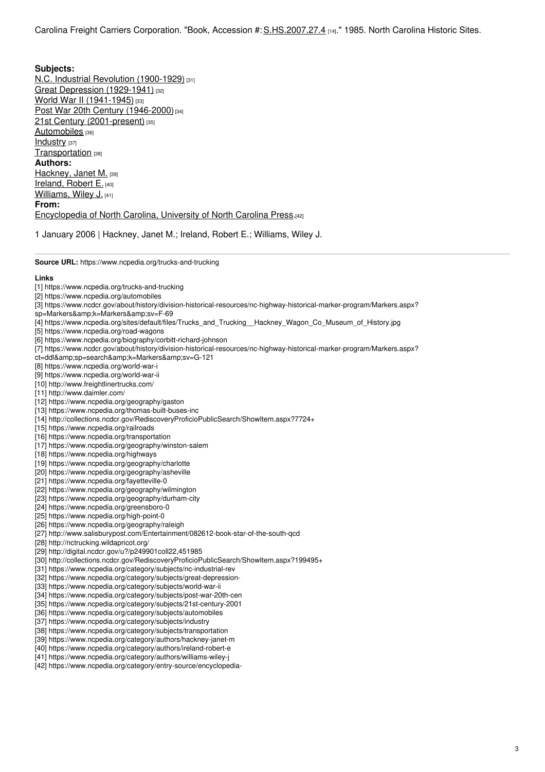Carolina Freight Carriers Corporation. "Book, Accession #: S.HS.2007.27.4 [14]." 1985. North Carolina Historic Sites.

**Subjects:**
N.C. Industrial Revolution (1900-1929) [31]
Great Depression (1929-1941) [32]
World War II (1941-1945) [33]
Post War 20th Century (1946-2000) [34]
21st Century (2001-present) [35]
Automobiles [36]
Industry [37]
Transportation [38]
**Authors:**
Hackney, Janet M. [39]
Ireland, Robert E. [40]
Williams, Wiley J. [41]
**From:**
Encyclopedia of North Carolina, University of North Carolina Press.[42]

1 January 2006 | Hackney, Janet M.; Ireland, Robert E.; Williams, Wiley J.

---

**Source URL:** https://www.ncpedia.org/trucks-and-trucking

**Links**
[1] https://www.ncpedia.org/trucks-and-trucking
[2] https://www.ncpedia.org/automobiles
[3] https://www.ncdcr.gov/about/history/division-historical-resources/nc-highway-historical-marker-program/Markers.aspx?sp=Markers&amp;k=Markers&amp;sv=F-69
[4] https://www.ncpedia.org/sites/default/files/Trucks_and_Trucking__Hackney_Wagon_Co_Museum_of_History.jpg
[5] https://www.ncpedia.org/road-wagons
[6] https://www.ncpedia.org/biography/corbitt-richard-johnson
[7] https://www.ncdcr.gov/about/history/division-historical-resources/nc-highway-historical-marker-program/Markers.aspx?ct=ddl&amp;sp=search&amp;k=Markers&amp;sv=G-121
[8] https://www.ncpedia.org/world-war-i
[9] https://www.ncpedia.org/world-war-ii
[10] http://www.freightlinertrucks.com/
[11] http://www.daimler.com/
[12] https://www.ncpedia.org/geography/gaston
[13] https://www.ncpedia.org/thomas-built-buses-inc
[14] http://collections.ncdcr.gov/RediscoveryProficioPublicSearch/ShowItem.aspx?7724+
[15] https://www.ncpedia.org/railroads
[16] https://www.ncpedia.org/transportation
[17] https://www.ncpedia.org/geography/winston-salem
[18] https://www.ncpedia.org/highways
[19] https://www.ncpedia.org/geography/charlotte
[20] https://www.ncpedia.org/geography/asheville
[21] https://www.ncpedia.org/fayetteville-0
[22] https://www.ncpedia.org/geography/wilmington
[23] https://www.ncpedia.org/geography/durham-city
[24] https://www.ncpedia.org/greensboro-0
[25] https://www.ncpedia.org/high-point-0
[26] https://www.ncpedia.org/geography/raleigh
[27] http://www.salisburypost.com/Entertainment/082612-book-star-of-the-south-qcd
[28] http://nctrucking.wildapricot.org/
[29] http://digital.ncdcr.gov/u?/p249901coll22,451985
[30] http://collections.ncdcr.gov/RediscoveryProficioPublicSearch/ShowItem.aspx?199495+
[31] https://www.ncpedia.org/category/subjects/nc-industrial-rev
[32] https://www.ncpedia.org/category/subjects/great-depression-
[33] https://www.ncpedia.org/category/subjects/world-war-ii
[34] https://www.ncpedia.org/category/subjects/post-war-20th-cen
[35] https://www.ncpedia.org/category/subjects/21st-century-2001
[36] https://www.ncpedia.org/category/subjects/automobiles
[37] https://www.ncpedia.org/category/subjects/industry
[38] https://www.ncpedia.org/category/subjects/transportation
[39] https://www.ncpedia.org/category/authors/hackney-janet-m
[40] https://www.ncpedia.org/category/authors/ireland-robert-e
[41] https://www.ncpedia.org/category/authors/williams-wiley-j
[42] https://www.ncpedia.org/category/entry-source/encyclopedia-